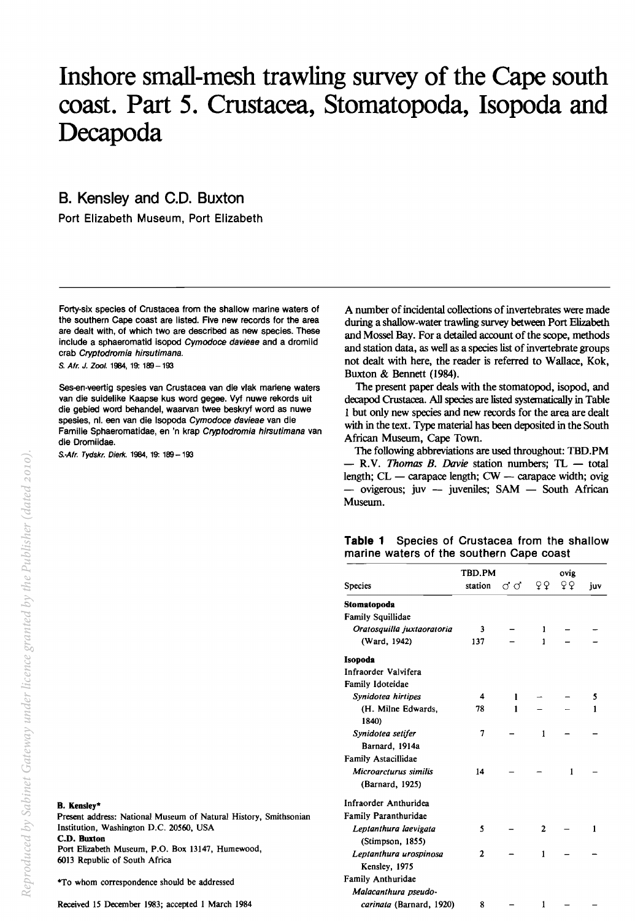# Inshore small-mesh trawling survey of the Cape south coast. Part 5. Crustacea, Stomatopoda, Isopoda and Decapoda

## B. Kensley and C.D. Buxton

Port Elizabeth Museum, Port Elizabeth

Forty-six species of Crustacea from the shallow marine waters of the southern Cape coast are listed. Five new records for the area are dealt with, of which two are described as new species. These include a sphaeromatid isopod *Cymodoce davieae* and a dromiid crab *Cryptodromia hirsutimana*.

*S. Afr. J. Zool.* 1984, 19: 189 – 193

Ses-en-veertig spesies van Crustacea van die vlak mariene waters van die suidelike Kaapse kus word gegee. Vyf nuwe rekords uit die gebied word behandel, waarvan twee beskryf word as nuwe spesies, nl. een van die Isopoda *Cymodoce davieae* van die Familie Sphaeromatidae, en 'n krap *Cryptodromia hirsutimana* van die Dromiidae.

*S.-Afr. Tydskr. Dierk.* 1984, 19: 189 – 193

**B. Kensley***
Present address: National Museum of Natural History, Smithsonian Institution, Washington D.C. 20560, USA
**C.D. Buxton**
Port Elizabeth Museum, P.O. Box 13147, Humewood, 6013 Republic of South Africa

*To whom correspondence should be addressed

Received 15 December 1983; accepted 1 March 1984

A number of incidental collections of invertebrates were made during a shallow-water trawling survey between Port Elizabeth and Mossel Bay. For a detailed account of the scope, methods and station data, as well as a species list of invertebrate groups not dealt with here, the reader is referred to Wallace, Kok, Buxton & Bennett (1984).

The present paper deals with the stomatopod, isopod, and decapod Crustacea. All species are listed systematically in Table 1 but only new species and new records for the area are dealt with in the text. Type material has been deposited in the South African Museum, Cape Town.

The following abbreviations are used throughout: TBD.PM — R.V. *Thomas B. Davie* station numbers; TL — total length; CL — carapace length; CW — carapace width; ovig — ovigerous; juv — juveniles; SAM — South African Museum.

**Table 1** Species of Crustacea from the shallow marine waters of the southern Cape coast

| Species | TBD.PM station | ♂♂ | ♀♀ | ovig ♀♀ | juv |
|---|---|---|---|---|---|
| **Stomatopoda** | | | | | |
| Family Squillidae | | | | | |
| *Oratosquilla juxtaoratoria* (Ward, 1942) | 3 | – | 1 | – | – |
| | 137 | – | 1 | – | – |
| **Isopoda** | | | | | |
| Infraorder Valvifera | | | | | |
| Family Idoteidae | | | | | |
| *Synidotea hirtipes* (H. Milne Edwards, 1840) | 4 | 1 | – | – | 5 |
| | 78 | 1 | – | – | 1 |
| *Synidotea setifer* Barnard, 1914a | 7 | – | 1 | – | – |
| Family Astacillidae | | | | | |
| *Microarcturus similis* (Barnard, 1925) | 14 | – | – | 1 | – |
| Infraorder Anthuridea | | | | | |
| Family Paranthuridae | | | | | |
| *Leptanthura laevigata* (Stimpson, 1855) | 5 | – | 2 | – | 1 |
| *Leptanthura urospinosa* Kensley, 1975 | 2 | – | 1 | – | – |
| Family Anthuridae | | | | | |
| *Malacanthura pseudo-carinata* (Barnard, 1920) | 8 | – | 1 | – | – |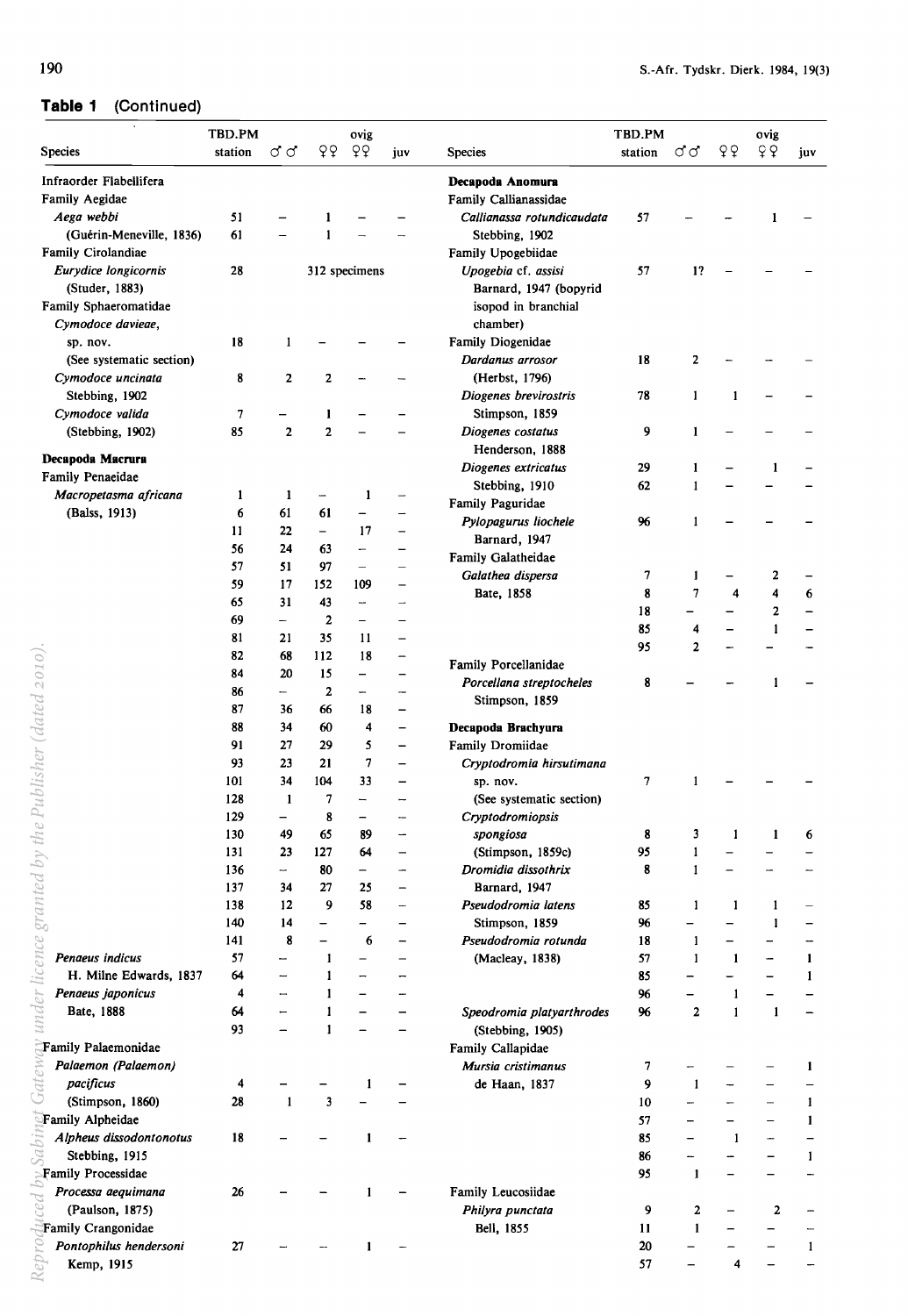**Table 1** (Continued)

| Species | TBD.PM station | ♂♂ | ♀♀ | ovig ♀♀ | juv |
|---|---|---|---|---|---|
| Infraorder Flabellifera | | | | | |
| Family Aegidae | | | | | |
| *Aega webbi* | 51 | – | 1 | – | – |
| (Guérin-Meneville, 1836) | 61 | – | 1 | – | – |
| Family Cirolandiae | | | | | |
| *Eurydice longicornis* (Studer, 1883) | 28 | 312 specimens | | | |
| Family Sphaeromatidae | | | | | |
| *Cymodoce davieae,* sp. nov. (See systematic section) | 18 | 1 | – | – | – |
| *Cymodoce uncinata* Stebbing, 1902 | 8 | 2 | 2 | – | – |
| *Cymodoce valida* | 7 | – | 1 | – | – |
| (Stebbing, 1902) | 85 | 2 | 2 | – | – |
| **Decapoda Macrura** | | | | | |
| Family Penaeidae | | | | | |
| *Macropetasma africana* | 1 | 1 | – | 1 | – |
| (Balss, 1913) | 6 | 61 | 61 | – | – |
| | 11 | 22 | – | 17 | – |
| | 56 | 24 | 63 | – | – |
| | 57 | 51 | 97 | – | – |
| | 59 | 17 | 152 | 109 | – |
| | 65 | 31 | 43 | – | – |
| | 69 | – | 2 | – | – |
| | 81 | 21 | 35 | 11 | – |
| | 82 | 68 | 112 | 18 | – |
| | 84 | 20 | 15 | – | – |
| | 86 | – | 2 | – | – |
| | 87 | 36 | 66 | 18 | – |
| | 88 | 34 | 60 | 4 | – |
| | 91 | 27 | 29 | 5 | – |
| | 93 | 23 | 21 | 7 | – |
| | 101 | 34 | 104 | 33 | – |
| | 128 | 1 | 7 | – | – |
| | 129 | – | 8 | – | – |
| | 130 | 49 | 65 | 89 | – |
| | 131 | 23 | 127 | 64 | – |
| | 136 | – | 80 | – | – |
| | 137 | 34 | 27 | 25 | – |
| | 138 | 12 | 9 | 58 | – |
| | 140 | 14 | – | – | – |
| | 141 | 8 | – | 6 | – |
| *Penaeus indicus* | 57 | – | 1 | – | – |
| H. Milne Edwards, 1837 | 64 | – | 1 | – | – |
| *Penaeus japonicus* | 4 | – | 1 | – | – |
| Bate, 1888 | 64 | – | 1 | – | – |
| | 93 | – | 1 | – | – |
| Family Palaemonidae | | | | | |
| *Palaemon (Palaemon) pacificus* | 4 | – | – | 1 | – |
| (Stimpson, 1860) | 28 | 1 | 3 | – | – |
| Family Alpheidae | | | | | |
| *Alpheus dissodontonotus* Stebbing, 1915 | 18 | – | – | 1 | – |
| Family Processidae | | | | | |
| *Processa aequimana* (Paulson, 1875) | 26 | – | – | 1 | – |
| Family Crangonidae | | | | | |
| *Pontophilus hendersoni* Kemp, 1915 | 27 | – | – | 1 | – |
| **Decapoda Anomura** | | | | | |
| Family Callianassidae | | | | | |
| *Callianassa rotundicaudata* Stebbing, 1902 | 57 | – | – | 1 | – |
| Family Upogebiidae | | | | | |
| *Upogebia* cf. *assisi* Barnard, 1947 (bopyrid isopod in branchial chamber) | 57 | 1? | – | – | – |
| Family Diogenidae | | | | | |
| *Dardanus arrosor* (Herbst, 1796) | 18 | 2 | – | – | – |
| *Diogenes brevirostris* Stimpson, 1859 | 78 | 1 | 1 | – | – |
| *Diogenes costatus* Henderson, 1888 | 9 | 1 | – | – | – |
| *Diogenes extricatus* | 29 | 1 | – | 1 | – |
| Stebbing, 1910 | 62 | 1 | – | – | – |
| Family Paguridae | | | | | |
| *Pylopagurus liochele* Barnard, 1947 | 96 | 1 | – | – | – |
| Family Galatheidae | | | | | |
| *Galathea dispersa* | 7 | 1 | – | 2 | – |
| Bate, 1858 | 8 | 7 | 4 | 4 | 6 |
| | 18 | – | – | 2 | – |
| | 85 | 4 | – | 1 | – |
| | 95 | 2 | – | – | – |
| Family Porcellanidae | | | | | |
| *Porcellana streptocheles* Stimpson, 1859 | 8 | – | – | 1 | – |
| **Decapoda Brachyura** | | | | | |
| Family Dromiidae | | | | | |
| *Cryptodromia hirsutimana* sp. nov. (See systematic section) | 7 | 1 | – | – | – |
| *Cryptodromiopsis spongiosa* | 8 | 3 | 1 | 1 | 6 |
| (Stimpson, 1859c) | 95 | 1 | – | – | – |
| *Dromidia dissothrix* Barnard, 1947 | 8 | 1 | – | – | – |
| *Pseudodromia latens* | 85 | 1 | 1 | 1 | – |
| Stimpson, 1859 | 96 | – | – | 1 | – |
| *Pseudodromia rotunda* | 18 | 1 | – | – | – |
| (Macleay, 1838) | 57 | 1 | 1 | – | 1 |
| | 85 | – | – | – | 1 |
| | 96 | – | 1 | – | – |
| *Speodromia platyarthrodes* (Stebbing, 1905) | 96 | 2 | 1 | 1 | – |
| Family Callapidae | | | | | |
| *Mursia cristimanus* | 7 | – | – | – | 1 |
| de Haan, 1837 | 9 | 1 | – | – | – |
| | 10 | – | – | – | 1 |
| | 57 | – | – | – | 1 |
| | 85 | – | 1 | – | – |
| | 86 | – | – | – | 1 |
| | 95 | 1 | – | – | – |
| Family Leucosiidae | | | | | |
| *Philyra punctata* | 9 | 2 | – | 2 | – |
| Bell, 1855 | 11 | 1 | – | – | – |
| | 20 | – | – | – | 1 |
| | 57 | – | 4 | – | – |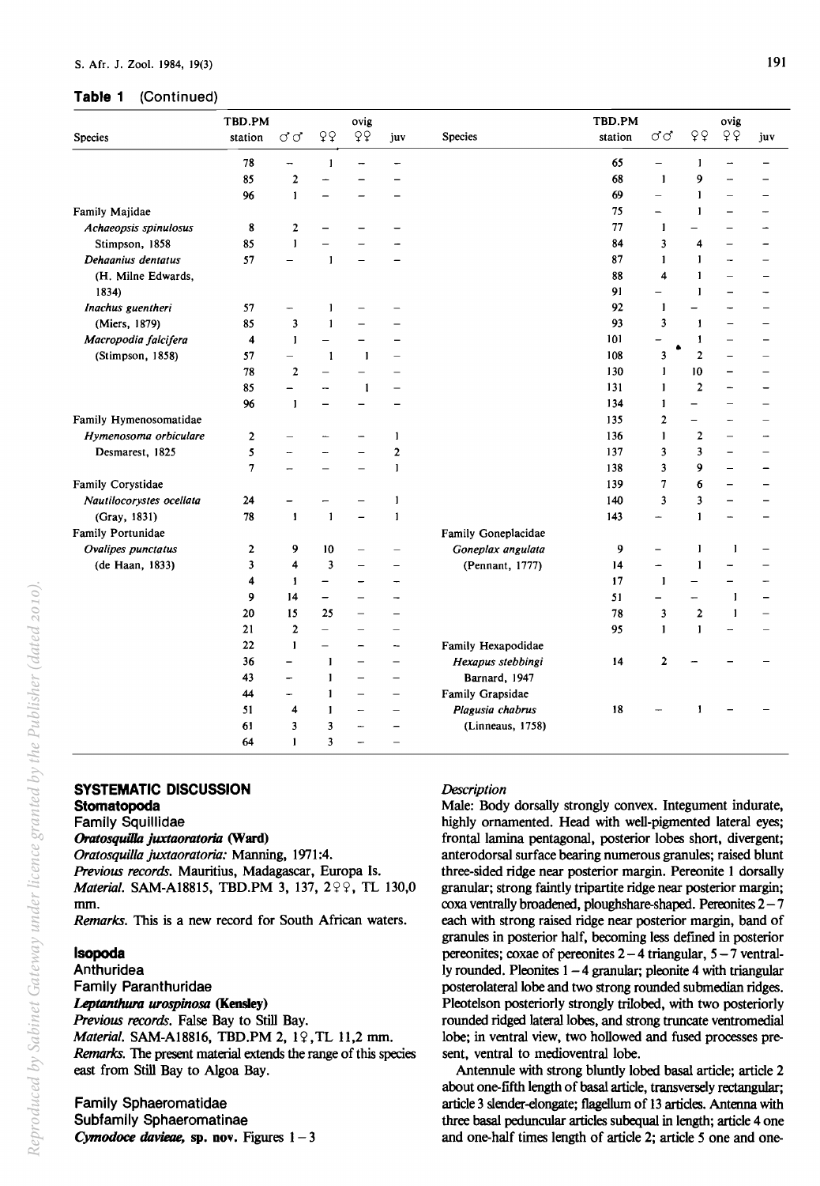**Table 1** (Continued)

| Species | TBD.PM station | ♂♂ | ♀♀ | ovig ♀♀ | juv | Species | TBD.PM station | ♂♂ | ♀♀ | ovig ♀♀ | juv |
|---|---|---|---|---|---|---|---|---|---|---|---|
| | 78 | – | 1 | – | – | | 65 | – | 1 | – | – |
| | 85 | 2 | – | – | – | | 68 | 1 | 9 | – | – |
| | 96 | 1 | – | – | – | | 69 | – | 1 | – | – |
| Family Majidae | | | | | | | 75 | – | 1 | – | – |
| *Achaeopsis spinulosus* | 8 | 2 | – | – | – | | 77 | 1 | – | – | – |
| Stimpson, 1858 | 85 | 1 | – | – | – | | 84 | 3 | 4 | – | – |
| *Dehaanius dentatus* | 57 | – | 1 | – | – | | 87 | 1 | 1 | – | – |
| (H. Milne Edwards, | | | | | | | 88 | 4 | 1 | – | – |
| 1834) | | | | | | | 91 | – | 1 | – | – |
| *Inachus guentheri* | 57 | – | 1 | – | – | | 92 | 1 | – | – | – |
| (Miers, 1879) | 85 | 3 | 1 | – | – | | 93 | 3 | 1 | – | – |
| *Macropodia falcifera* | 4 | 1 | – | – | – | | 101 | – | 1 | – | – |
| (Stimpson, 1858) | 57 | – | 1 | 1 | – | | 108 | 3 | 2 | – | – |
| | 78 | 2 | – | – | – | | 130 | 1 | 10 | – | – |
| | 85 | – | – | 1 | – | | 131 | 1 | 2 | – | – |
| | 96 | 1 | – | – | – | | 134 | 1 | – | – | – |
| Family Hymenosomatidae | | | | | | | 135 | 2 | – | – | – |
| *Hymenosoma orbiculare* | 2 | – | – | – | 1 | | 136 | 1 | 2 | – | – |
| Desmarest, 1825 | 5 | – | – | – | 2 | | 137 | 3 | 3 | – | – |
| | 7 | – | – | – | 1 | | 138 | 3 | 9 | – | – |
| Family Corystidae | | | | | | | 139 | 7 | 6 | – | – |
| *Nautilocorystes ocellata* | 24 | – | – | – | 1 | | 140 | 3 | 3 | – | – |
| (Gray, 1831) | 78 | 1 | 1 | – | 1 | | 143 | – | 1 | – | – |
| Family Portunidae | | | | | | Family Goneplacidae | | | | | |
| *Ovalipes punctatus* | 2 | 9 | 10 | – | – | *Goneplax angulata* | 9 | – | 1 | 1 | – |
| (de Haan, 1833) | 3 | 4 | 3 | – | – | (Pennant, 1777) | 14 | – | 1 | – | – |
| | 4 | 1 | – | – | – | | 17 | 1 | – | – | – |
| | 9 | 14 | – | – | – | | 51 | – | – | 1 | – |
| | 20 | 15 | 25 | – | – | | 78 | 3 | 2 | 1 | – |
| | 21 | 2 | – | – | – | | 95 | 1 | 1 | – | – |
| | 22 | 1 | – | – | – | Family Hexapodidae | | | | | |
| | 36 | – | 1 | – | – | *Hexapus stebbingi* | 14 | 2 | – | – | – |
| | 43 | – | 1 | – | – | Barnard, 1947 | | | | | |
| | 44 | – | 1 | – | – | Family Grapsidae | | | | | |
| | 51 | 4 | 1 | – | – | *Plagusia chabrus* | 18 | – | 1 | – | – |
| | 61 | 3 | 3 | – | – | (Linneaus, 1758) | | | | | |
| | 64 | 1 | 3 | – | – | | | | | | |

## SYSTEMATIC DISCUSSION

### Stomatopoda

Family Squillidae

***Oratosquilla juxtaoratoria* (Ward)**

*Oratosquilla juxtaoratoria:* Manning, 1971:4.

*Previous records.* Mauritius, Madagascar, Europa Is.

*Material.* SAM-A18815, TBD.PM 3, 137, 2♀♀, TL 130,0 mm.

*Remarks.* This is a new record for South African waters.

### Isopoda

Anthuridea

Family Paranthuridae

***Leptanthura urospinosa* (Kensley)**

*Previous records.* False Bay to Still Bay.

*Material.* SAM-A18816, TBD.PM 2, 1♀, TL 11,2 mm.

*Remarks.* The present material extends the range of this species east from Still Bay to Algoa Bay.

Family Sphaeromatidae

Subfamily Sphaeromatinae

***Cymodoce davieae*, sp. nov.** Figures 1–3

*Description*

Male: Body dorsally strongly convex. Integument indurate, highly ornamented. Head with well-pigmented lateral eyes; frontal lamina pentagonal, posterior lobes short, divergent; anterodorsal surface bearing numerous granules; raised blunt three-sided ridge near posterior margin. Pereonite 1 dorsally granular; strong faintly tripartite ridge near posterior margin; coxa ventrally broadened, ploughshare-shaped. Pereonites 2–7 each with strong raised ridge near posterior margin, band of granules in posterior half, becoming less defined in posterior pereonites; coxae of pereonites 2–4 triangular, 5–7 ventrally rounded. Pleonites 1–4 granular; pleonite 4 with triangular posterolateral lobe and two strong rounded submedian ridges. Pleotelson posteriorly strongly trilobed, with two posteriorly rounded ridged lateral lobes, and strong truncate ventromedial lobe; in ventral view, two hollowed and fused processes present, ventral to medioventral lobe.

Antennule with strong bluntly lobed basal article; article 2 about one-fifth length of basal article, transversely rectangular; article 3 slender-elongate; flagellum of 13 articles. Antenna with three basal peduncular articles subequal in length; article 4 one and one-half times length of article 2; article 5 one and one-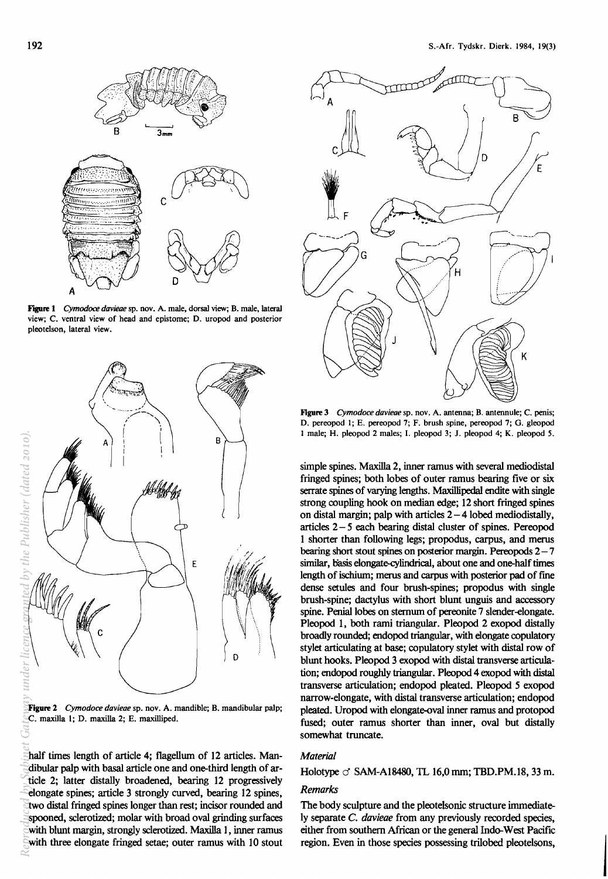**Figure 1** *Cymodoce davieae* sp. nov. A. male, dorsal view; B. male, lateral view; C. ventral view of head and epistome; D. uropod and posterior pleotelson, lateral view.

**Figure 2** *Cymodoce davieae* sp. nov. A. mandible; B. mandibular palp; C. maxilla 1; D. maxilla 2; E. maxilliped.

**Figure 3** *Cymodoce davieae* sp. nov. A. antenna; B. antennule; C. penis; D. pereopod 1; E. pereopod 7; F. brush spine, pereopod 7; G. pleopod 1 male; H. pleopod 2 males; I. pleopod 3; J. pleopod 4; K. pleopod 5.

half times length of article 4; flagellum of 12 articles. Mandibular palp with basal article one and one-third length of article 2; latter distally broadened, bearing 12 progressively elongate spines; article 3 strongly curved, bearing 12 spines, two distal fringed spines longer than rest; incisor rounded and spooned, sclerotized; molar with broad oval grinding surfaces with blunt margin, strongly sclerotized. Maxilla 1, inner ramus with three elongate fringed setae; outer ramus with 10 stout simple spines. Maxilla 2, inner ramus with several mediodistal fringed spines; both lobes of outer ramus bearing five or six serrate spines of varying lengths. Maxillipedal endite with single strong coupling hook on median edge; 12 short fringed spines on distal margin; palp with articles 2–4 lobed mediodistally, articles 2–5 each bearing distal cluster of spines. Pereopod 1 shorter than following legs; propodus, carpus, and merus bearing short stout spines on posterior margin. Pereopods 2–7 similar, basis elongate-cylindrical, about one and one-half times length of ischium; merus and carpus with posterior pad of fine dense setules and four brush-spines; propodus with single brush-spine; dactylus with short blunt unguis and accessory spine. Penial lobes on sternum of pereonite 7 slender-elongate. Pleopod 1, both rami triangular. Pleopod 2 exopod distally broadly rounded; endopod triangular, with elongate copulatory stylet articulating at base; copulatory stylet with distal row of blunt hooks. Pleopod 3 exopod with distal transverse articulation; endopod roughly triangular. Pleopod 4 exopod with distal transverse articulation; endopod pleated. Pleopod 5 exopod narrow-elongate, with distal transverse articulation; endopod pleated. Uropod with elongate-oval inner ramus and protopod fused; outer ramus shorter than inner, oval but distally somewhat truncate.

### *Material*

Holotype ♂ SAM-A18480, TL 16,0 mm; TBD.PM.18, 33 m.

### *Remarks*

The body sculpture and the pleotelsonic structure immediately separate *C. davieae* from any previously recorded species, either from southern African or the general Indo-West Pacific region. Even in those species possessing trilobed pleotelsons,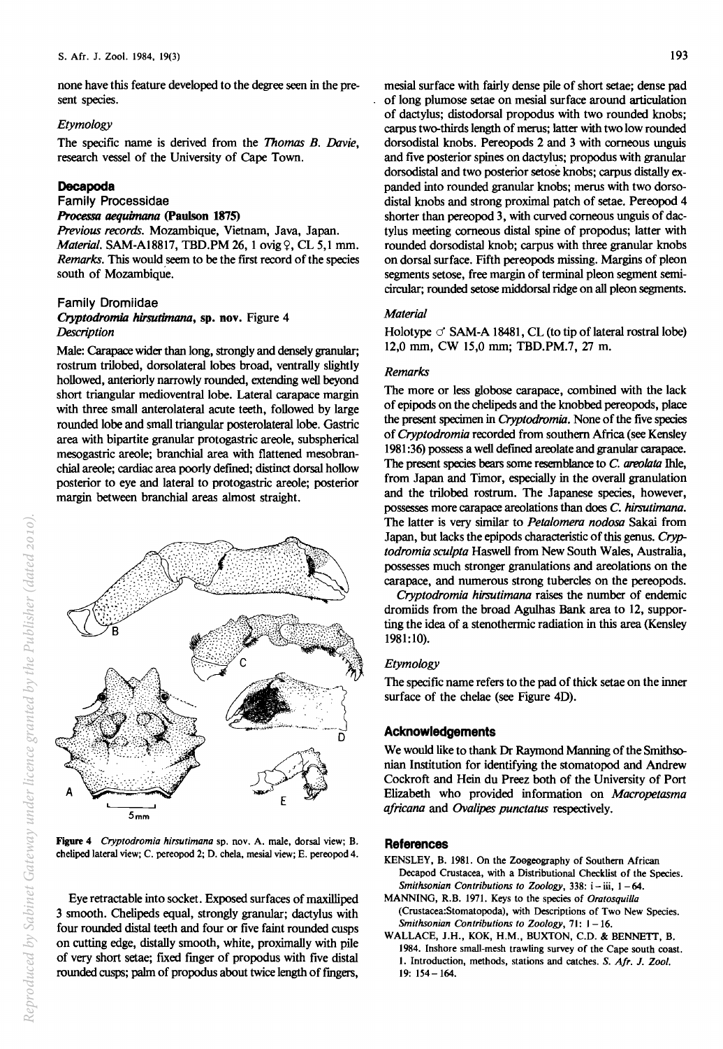none have this feature developed to the degree seen in the present species.

### Etymology

The specific name is derived from the *Thomas B. Davie*, research vessel of the University of Cape Town.

## Decapoda

### Family Processidae

***Processa aequimana* (Paulson 1875)**

*Previous records.* Mozambique, Vietnam, Java, Japan.
*Material.* SAM-A18817, TBD.PM 26, 1 ovig ♀, CL 5,1 mm.
*Remarks.* This would seem to be the first record of the species south of Mozambique.

### Family Dromiidae

***Cryptodromia hirsutimana*, sp. nov.** Figure 4

*Description*

Male: Carapace wider than long, strongly and densely granular; rostrum trilobed, dorsolateral lobes broad, ventrally slightly hollowed, anteriorly narrowly rounded, extending well beyond short triangular medioventral lobe. Lateral carapace margin with three small anterolateral acute teeth, followed by large rounded lobe and small triangular posterolateral lobe. Gastric area with bipartite granular protogastric areole, subspherical mesogastric areole; branchial area with flattened mesobranchial areole; cardiac area poorly defined; distinct dorsal hollow posterior to eye and lateral to protogastric areole; posterior margin between branchial areas almost straight.

A
B
C
D
E
5mm

**Figure 4** *Cryptodromia hirsutimana* sp. nov. A. male, dorsal view; B. cheliped lateral view; C. pereopod 2; D. chela, mesial view; E. pereopod 4.

Eye retractable into socket. Exposed surfaces of maxilliped 3 smooth. Chelipeds equal, strongly granular; dactylus with four rounded distal teeth and four or five faint rounded cusps on cutting edge, distally smooth, white, proximally with pile of very short setae; fixed finger of propodus with five distal rounded cusps; palm of propodus about twice length of fingers, mesial surface with fairly dense pile of short setae; dense pad of long plumose setae on mesial surface around articulation of dactylus; distodorsal propodus with two rounded knobs; carpus two-thirds length of merus; latter with two low rounded dorsodistal knobs. Pereopods 2 and 3 with corneous unguis and five posterior spines on dactylus; propodus with granular dorsodistal and two posterior setose knobs; carpus distally expanded into rounded granular knobs; merus with two dorsodistal knobs and strong proximal patch of setae. Pereopod 4 shorter than pereopod 3, with curved corneous unguis of dactylus meeting corneous distal spine of propodus; latter with rounded dorsodistal knob; carpus with three granular knobs on dorsal surface. Fifth pereopods missing. Margins of pleon segments setose, free margin of terminal pleon segment semicircular; rounded setose middorsal ridge on all pleon segments.

*Material*

Holotype ♂ SAM-A 18481, CL (to tip of lateral rostral lobe) 12,0 mm, CW 15,0 mm; TBD.PM.7, 27 m.

*Remarks*

The more or less globose carapace, combined with the lack of epipods on the chelipeds and the knobbed pereopods, place the present specimen in *Cryptodromia*. None of the five species of *Cryptodromia* recorded from southern Africa (see Kensley 1981:36) possess a well defined areolate and granular carapace. The present species bears some resemblance to *C. areolata* Ihle, from Japan and Timor, especially in the overall granulation and the trilobed rostrum. The Japanese species, however, possesses more carapace areolations than does *C. hirsutimana*. The latter is very similar to *Petalomera nodosa* Sakai from Japan, but lacks the epipods characteristic of this genus. *Cryptodromia sculpta* Haswell from New South Wales, Australia, possesses much stronger granulations and areolations on the carapace, and numerous strong tubercles on the pereopods.

*Cryptodromia hirsutimana* raises the number of endemic dromiids from the broad Agulhas Bank area to 12, supporting the idea of a stenothermic radiation in this area (Kensley 1981:10).

*Etymology*

The specific name refers to the pad of thick setae on the inner surface of the chelae (see Figure 4D).

## Acknowledgements

We would like to thank Dr Raymond Manning of the Smithsonian Institution for identifying the stomatopod and Andrew Cockroft and Hein du Preez both of the University of Port Elizabeth who provided information on *Macropetasma africana* and *Ovalipes punctatus* respectively.

## References

KENSLEY, B. 1981. On the Zoogeography of Southern African Decapod Crustacea, with a Distributional Checklist of the Species. *Smithsonian Contributions to Zoology*, 338: i – iii, 1 – 64.

MANNING, R.B. 1971. Keys to the species of *Oratosquilla* (Crustacea:Stomatopoda), with Descriptions of Two New Species. *Smithsonian Contributions to Zoology*, 71: 1 – 16.

WALLACE, J.H., KOK, H.M., BUXTON, C.D. & BENNETT, B. 1984. Inshore small-mesh trawling survey of the Cape south coast. 1. Introduction, methods, stations and catches. *S. Afr. J. Zool.* 19: 154 – 164.